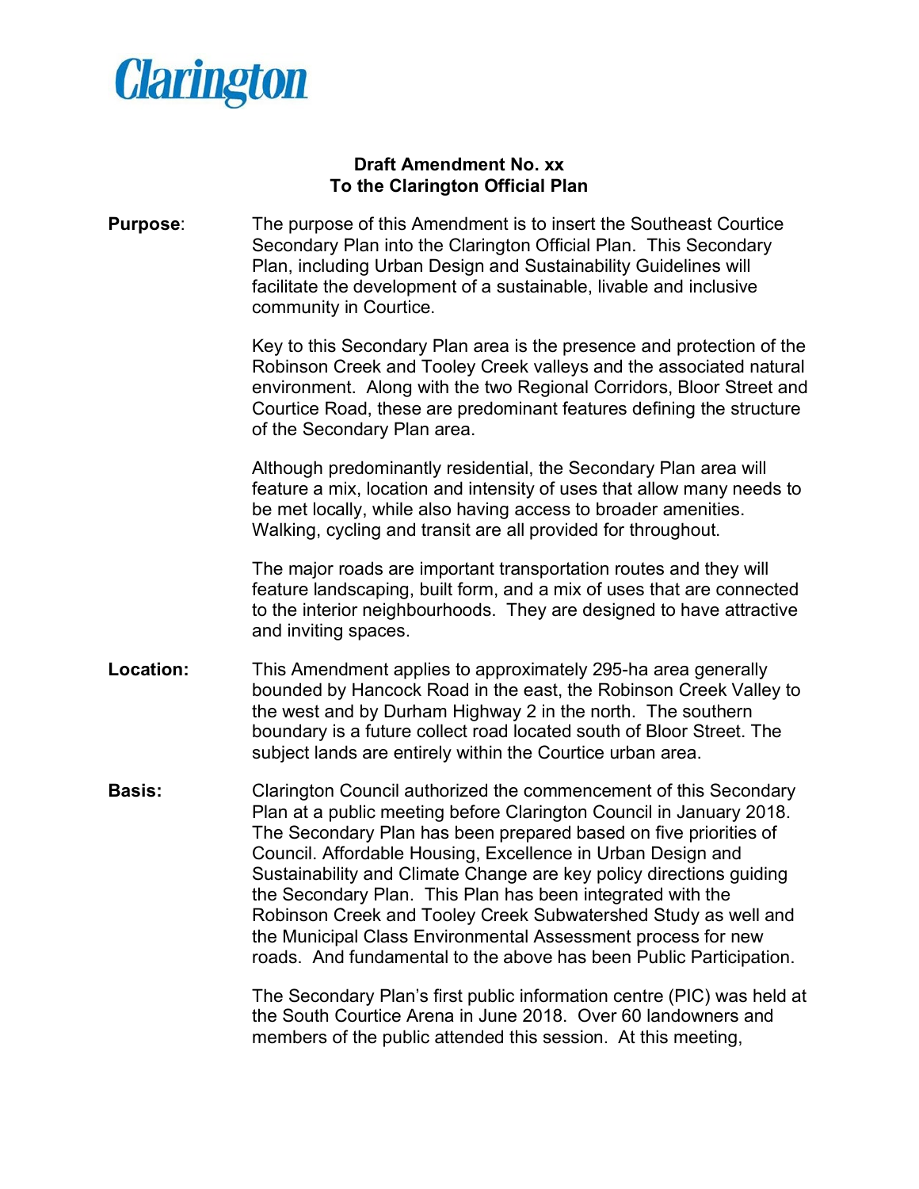Clarington

**Draft Amendment No. xx**
**To the Clarington Official Plan**

**Purpose**: The purpose of this Amendment is to insert the Southeast Courtice Secondary Plan into the Clarington Official Plan. This Secondary Plan, including Urban Design and Sustainability Guidelines will facilitate the development of a sustainable, livable and inclusive community in Courtice.

Key to this Secondary Plan area is the presence and protection of the Robinson Creek and Tooley Creek valleys and the associated natural environment. Along with the two Regional Corridors, Bloor Street and Courtice Road, these are predominant features defining the structure of the Secondary Plan area.

Although predominantly residential, the Secondary Plan area will feature a mix, location and intensity of uses that allow many needs to be met locally, while also having access to broader amenities. Walking, cycling and transit are all provided for throughout.

The major roads are important transportation routes and they will feature landscaping, built form, and a mix of uses that are connected to the interior neighbourhoods. They are designed to have attractive and inviting spaces.

**Location:** This Amendment applies to approximately 295-ha area generally bounded by Hancock Road in the east, the Robinson Creek Valley to the west and by Durham Highway 2 in the north. The southern boundary is a future collect road located south of Bloor Street. The subject lands are entirely within the Courtice urban area.

**Basis:** Clarington Council authorized the commencement of this Secondary Plan at a public meeting before Clarington Council in January 2018. The Secondary Plan has been prepared based on five priorities of Council. Affordable Housing, Excellence in Urban Design and Sustainability and Climate Change are key policy directions guiding the Secondary Plan. This Plan has been integrated with the Robinson Creek and Tooley Creek Subwatershed Study as well and the Municipal Class Environmental Assessment process for new roads. And fundamental to the above has been Public Participation.

The Secondary Plan's first public information centre (PIC) was held at the South Courtice Arena in June 2018. Over 60 landowners and members of the public attended this session. At this meeting,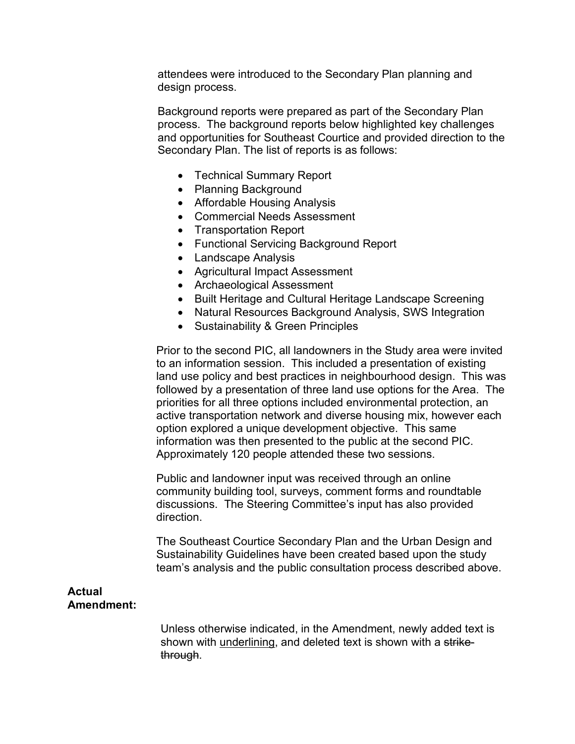attendees were introduced to the Secondary Plan planning and design process.

Background reports were prepared as part of the Secondary Plan process. The background reports below highlighted key challenges and opportunities for Southeast Courtice and provided direction to the Secondary Plan. The list of reports is as follows:

- Technical Summary Report
- Planning Background
- Affordable Housing Analysis
- Commercial Needs Assessment
- Transportation Report
- Functional Servicing Background Report
- Landscape Analysis
- Agricultural Impact Assessment
- Archaeological Assessment
- Built Heritage and Cultural Heritage Landscape Screening
- Natural Resources Background Analysis, SWS Integration
- Sustainability & Green Principles

Prior to the second PIC, all landowners in the Study area were invited to an information session. This included a presentation of existing land use policy and best practices in neighbourhood design. This was followed by a presentation of three land use options for the Area. The priorities for all three options included environmental protection, an active transportation network and diverse housing mix, however each option explored a unique development objective. This same information was then presented to the public at the second PIC. Approximately 120 people attended these two sessions.

Public and landowner input was received through an online community building tool, surveys, comment forms and roundtable discussions. The Steering Committee's input has also provided direction.

The Southeast Courtice Secondary Plan and the Urban Design and Sustainability Guidelines have been created based upon the study team's analysis and the public consultation process described above.

**Actual Amendment:**

Unless otherwise indicated, in the Amendment, newly added text is shown with <u>underlining</u>, and deleted text is shown with a ~~strike-through~~.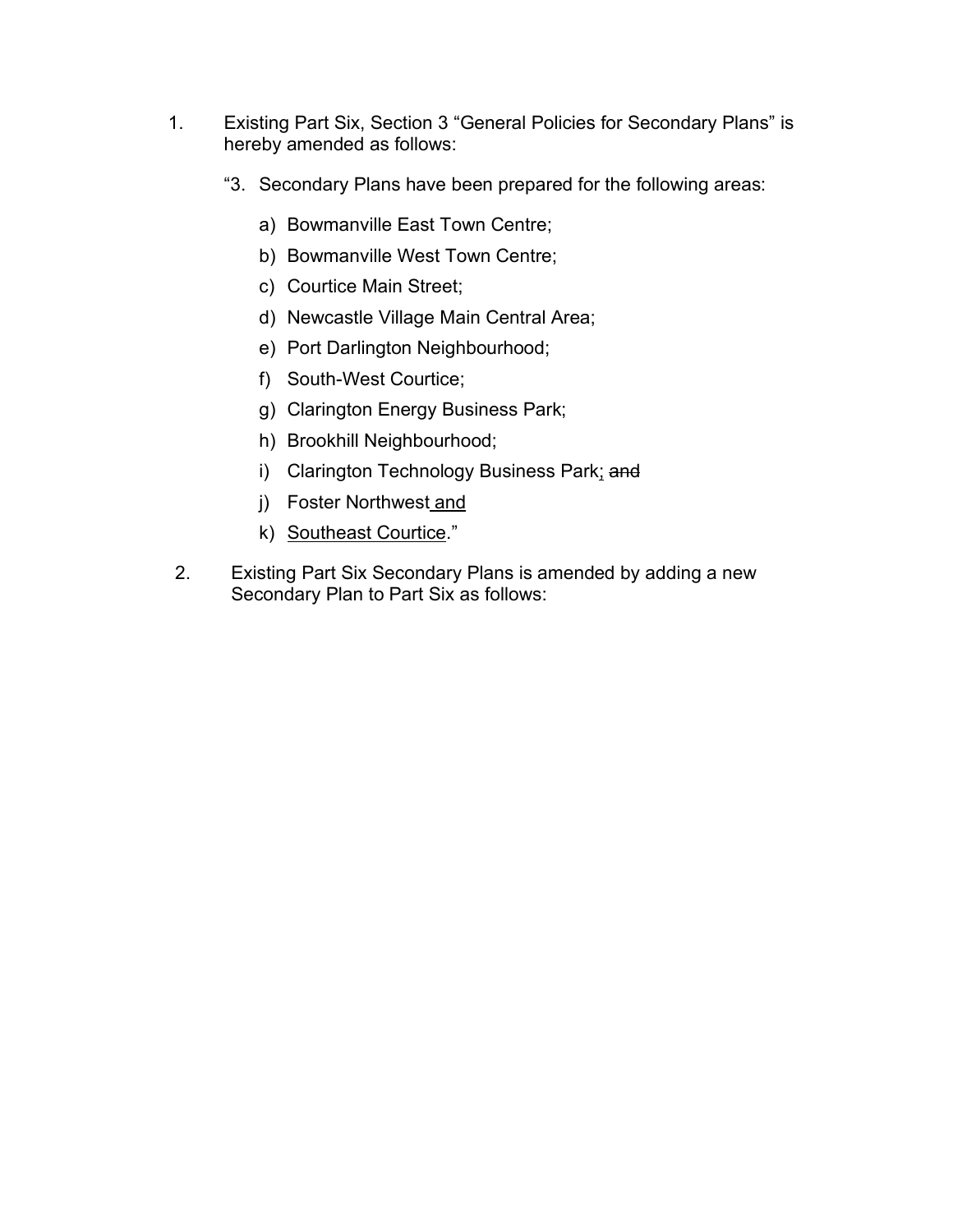1. Existing Part Six, Section 3 "General Policies for Secondary Plans" is hereby amended as follows:

   "3. Secondary Plans have been prepared for the following areas:

   a) Bowmanville East Town Centre;
   b) Bowmanville West Town Centre;
   c) Courtice Main Street;
   d) Newcastle Village Main Central Area;
   e) Port Darlington Neighbourhood;
   f) South-West Courtice;
   g) Clarington Energy Business Park;
   h) Brookhill Neighbourhood;
   i) Clarington Technology Business Park<u>;</u> ~~and~~
   j) Foster Northwest<u> and</u>
   k) <u>Southeast Courtice</u>."

2. Existing Part Six Secondary Plans is amended by adding a new Secondary Plan to Part Six as follows: